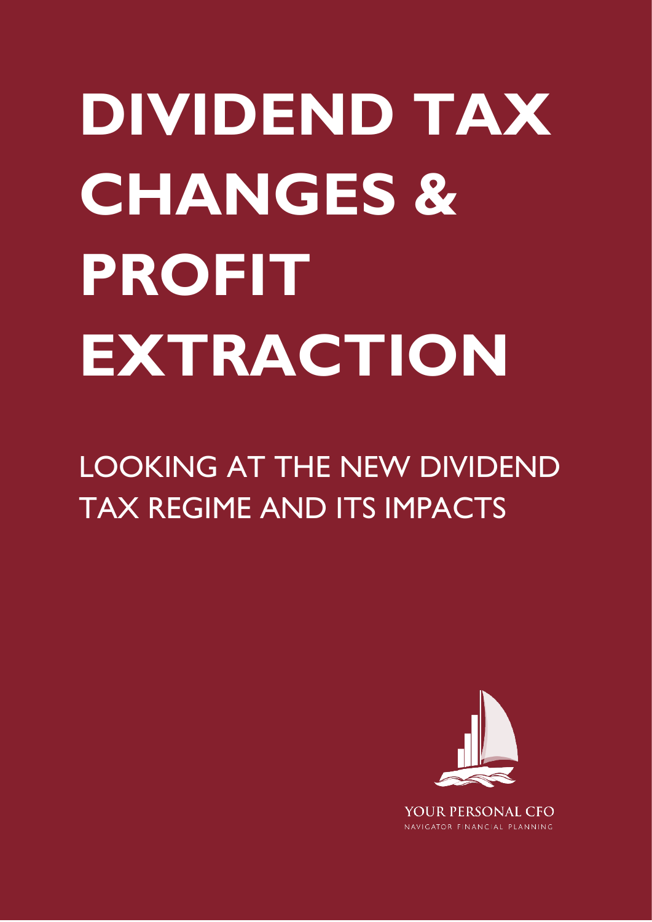# DIVIDEND TAX CHANGES & PROFIT EXTRACTION

LOOKING AT THE NEW DIVIDEND TAX REGIME AND ITS IMPACTS

YOUR PERSONAL CFO

NAVIGATOR FINANCIAL PLANNING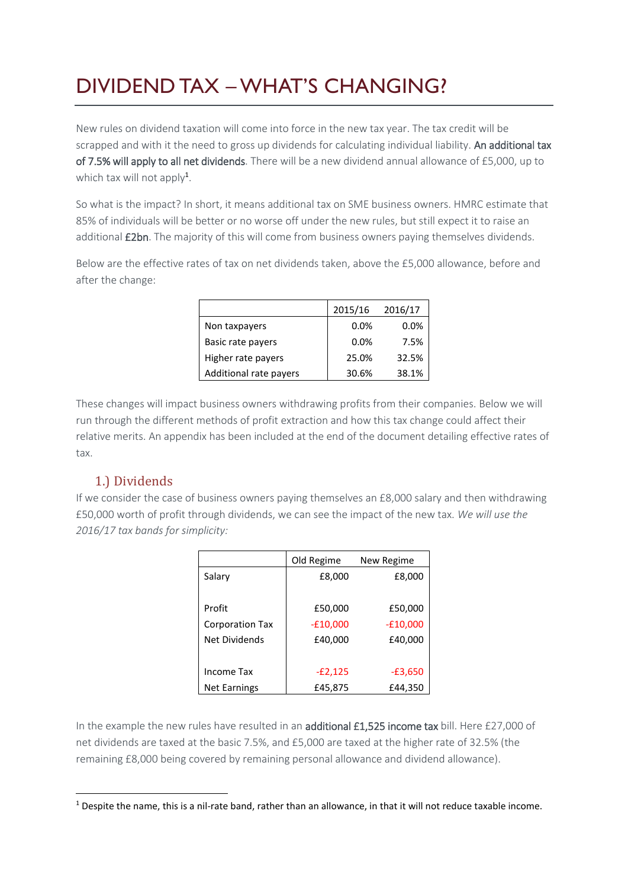# DIVIDEND TAX – WHAT'S CHANGING?

New rules on dividend taxation will come into force in the new tax year. The tax credit will be scrapped and with it the need to gross up dividends for calculating individual liability. **An additional tax of 7.5% will apply to all net dividends**. There will be a new dividend annual allowance of £5,000, up to which tax will not apply[1].

So what is the impact? In short, it means additional tax on SME business owners. HMRC estimate that 85% of individuals will be better or no worse off under the new rules, but still expect it to raise an additional **£2bn**. The majority of this will come from business owners paying themselves dividends.

Below are the effective rates of tax on net dividends taken, above the £5,000 allowance, before and after the change:

| | 2015/16 | 2016/17 |
|---|---|---|
| Non taxpayers | 0.0% | 0.0% |
| Basic rate payers | 0.0% | 7.5% |
| Higher rate payers | 25.0% | 32.5% |
| Additional rate payers | 30.6% | 38.1% |

These changes will impact business owners withdrawing profits from their companies. Below we will run through the different methods of profit extraction and how this tax change could affect their relative merits. An appendix has been included at the end of the document detailing effective rates of tax.

## 1.) Dividends

If we consider the case of business owners paying themselves an £8,000 salary and then withdrawing £50,000 worth of profit through dividends, we can see the impact of the new tax. *We will use the 2016/17 tax bands for simplicity:*

| | Old Regime | New Regime |
|---|---|---|
| Salary | £8,000 | £8,000 |
| | | |
| Profit | £50,000 | £50,000 |
| Corporation Tax | -£10,000 | -£10,000 |
| Net Dividends | £40,000 | £40,000 |
| | | |
| Income Tax | -£2,125 | -£3,650 |
| Net Earnings | £45,875 | £44,350 |

In the example the new rules have resulted in an **additional £1,525 income tax** bill. Here £27,000 of net dividends are taxed at the basic 7.5%, and £5,000 are taxed at the higher rate of 32.5% (the remaining £8,000 being covered by remaining personal allowance and dividend allowance).

[1] Despite the name, this is a nil-rate band, rather than an allowance, in that it will not reduce taxable income.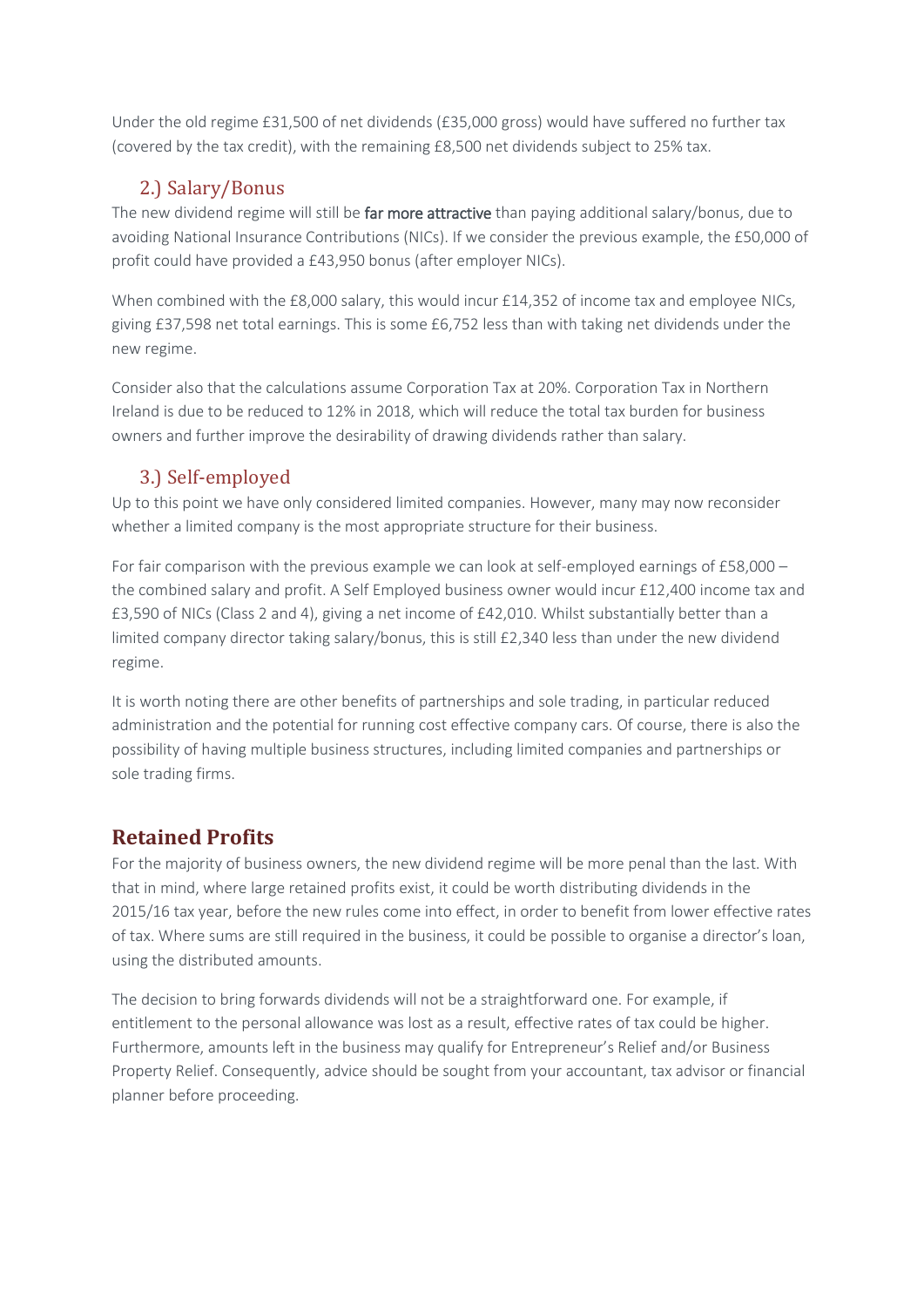Under the old regime £31,500 of net dividends (£35,000 gross) would have suffered no further tax (covered by the tax credit), with the remaining £8,500 net dividends subject to 25% tax.

### 2.) Salary/Bonus

The new dividend regime will still be **far more attractive** than paying additional salary/bonus, due to avoiding National Insurance Contributions (NICs). If we consider the previous example, the £50,000 of profit could have provided a £43,950 bonus (after employer NICs).

When combined with the £8,000 salary, this would incur £14,352 of income tax and employee NICs, giving £37,598 net total earnings. This is some £6,752 less than with taking net dividends under the new regime.

Consider also that the calculations assume Corporation Tax at 20%. Corporation Tax in Northern Ireland is due to be reduced to 12% in 2018, which will reduce the total tax burden for business owners and further improve the desirability of drawing dividends rather than salary.

### 3.) Self-employed

Up to this point we have only considered limited companies. However, many may now reconsider whether a limited company is the most appropriate structure for their business.

For fair comparison with the previous example we can look at self-employed earnings of £58,000 – the combined salary and profit. A Self Employed business owner would incur £12,400 income tax and £3,590 of NICs (Class 2 and 4), giving a net income of £42,010. Whilst substantially better than a limited company director taking salary/bonus, this is still £2,340 less than under the new dividend regime.

It is worth noting there are other benefits of partnerships and sole trading, in particular reduced administration and the potential for running cost effective company cars. Of course, there is also the possibility of having multiple business structures, including limited companies and partnerships or sole trading firms.

## Retained Profits

For the majority of business owners, the new dividend regime will be more penal than the last. With that in mind, where large retained profits exist, it could be worth distributing dividends in the 2015/16 tax year, before the new rules come into effect, in order to benefit from lower effective rates of tax. Where sums are still required in the business, it could be possible to organise a director's loan, using the distributed amounts.

The decision to bring forwards dividends will not be a straightforward one. For example, if entitlement to the personal allowance was lost as a result, effective rates of tax could be higher. Furthermore, amounts left in the business may qualify for Entrepreneur's Relief and/or Business Property Relief. Consequently, advice should be sought from your accountant, tax advisor or financial planner before proceeding.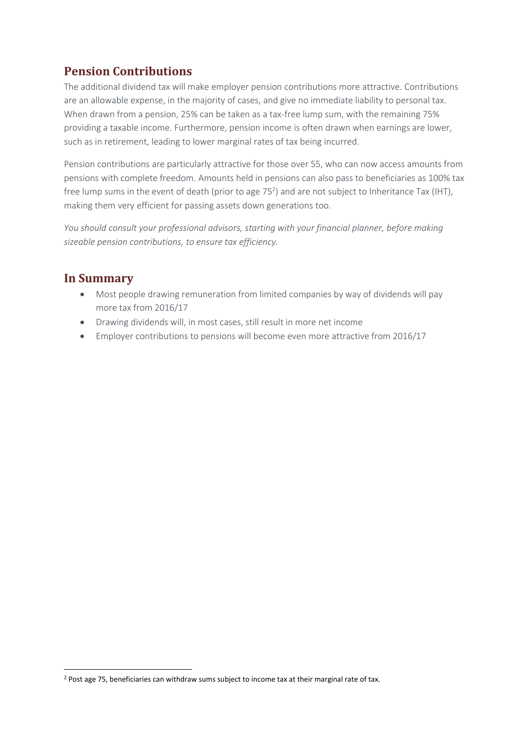## Pension Contributions

The additional dividend tax will make employer pension contributions more attractive. Contributions are an allowable expense, in the majority of cases, and give no immediate liability to personal tax. When drawn from a pension, 25% can be taken as a tax-free lump sum, with the remaining 75% providing a taxable income. Furthermore, pension income is often drawn when earnings are lower, such as in retirement, leading to lower marginal rates of tax being incurred.

Pension contributions are particularly attractive for those over 55, who can now access amounts from pensions with complete freedom. Amounts held in pensions can also pass to beneficiaries as 100% tax free lump sums in the event of death (prior to age 75[2]) and are not subject to Inheritance Tax (IHT), making them very efficient for passing assets down generations too.

*You should consult your professional advisors, starting with your financial planner, before making sizeable pension contributions, to ensure tax efficiency.*

## In Summary

- Most people drawing remuneration from limited companies by way of dividends will pay more tax from 2016/17
- Drawing dividends will, in most cases, still result in more net income
- Employer contributions to pensions will become even more attractive from 2016/17

[2] Post age 75, beneficiaries can withdraw sums subject to income tax at their marginal rate of tax.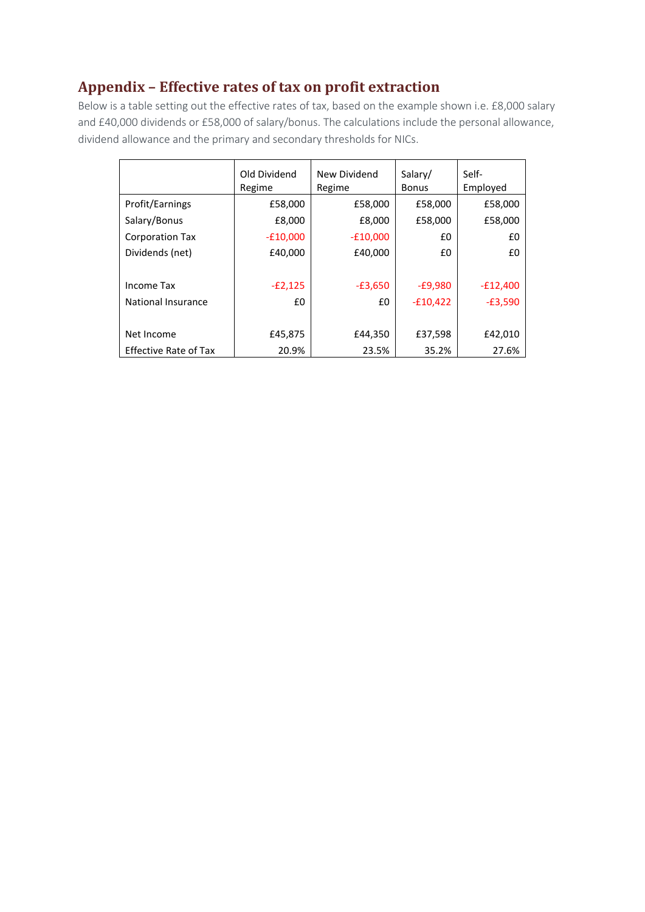## Appendix – Effective rates of tax on profit extraction

Below is a table setting out the effective rates of tax, based on the example shown i.e. £8,000 salary and £40,000 dividends or £58,000 of salary/bonus. The calculations include the personal allowance, dividend allowance and the primary and secondary thresholds for NICs.

| | Old Dividend Regime | New Dividend Regime | Salary/ Bonus | Self-Employed |
|---|---|---|---|---|
| Profit/Earnings | £58,000 | £58,000 | £58,000 | £58,000 |
| Salary/Bonus | £8,000 | £8,000 | £58,000 | £58,000 |
| Corporation Tax | -£10,000 | -£10,000 | £0 | £0 |
| Dividends (net) | £40,000 | £40,000 | £0 | £0 |
| | | | | |
| Income Tax | -£2,125 | -£3,650 | -£9,980 | -£12,400 |
| National Insurance | £0 | £0 | -£10,422 | -£3,590 |
| | | | | |
| Net Income | £45,875 | £44,350 | £37,598 | £42,010 |
| Effective Rate of Tax | 20.9% | 23.5% | 35.2% | 27.6% |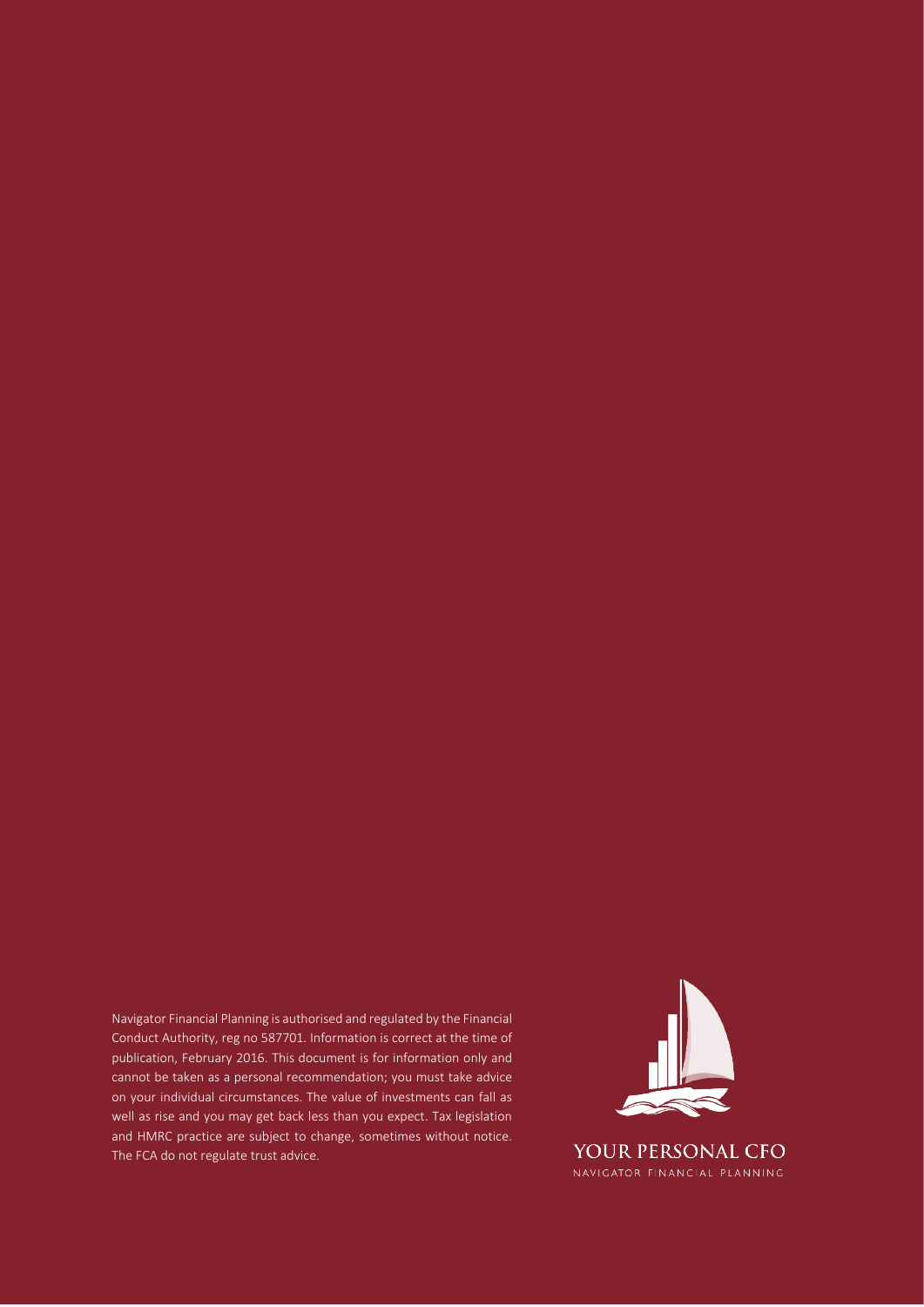Navigator Financial Planning is authorised and regulated by the Financial Conduct Authority, reg no 587701. Information is correct at the time of publication, February 2016. This document is for information only and cannot be taken as a personal recommendation; you must take advice on your individual circumstances. The value of investments can fall as well as rise and you may get back less than you expect. Tax legislation and HMRC practice are subject to change, sometimes without notice. The FCA do not regulate trust advice.

YOUR PERSONAL CFO

NAVIGATOR FINANCIAL PLANNING